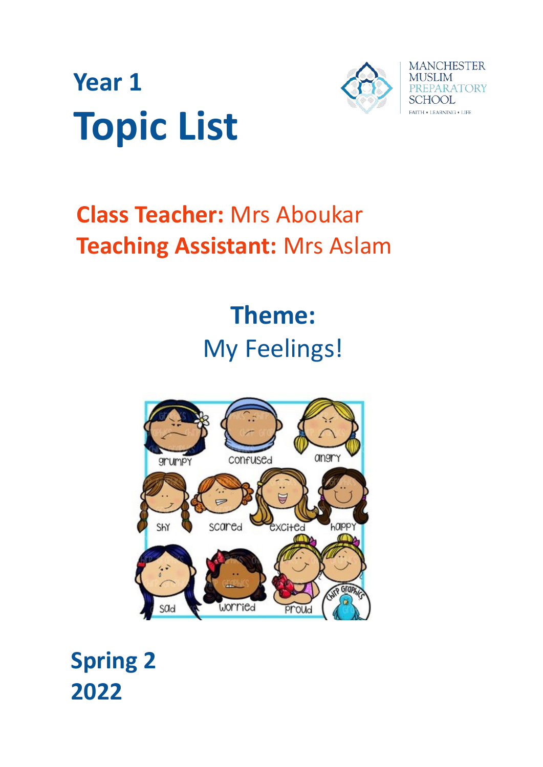# Year 1
# Topic List

MANCHESTER MUSLIM PREPARATORY SCHOOL

FAITH • LEARNING • LIFE

**Class Teacher:** Mrs Aboukar

**Teaching Assistant:** Mrs Aslam

## Theme:

My Feelings!

## Spring 2
## 2022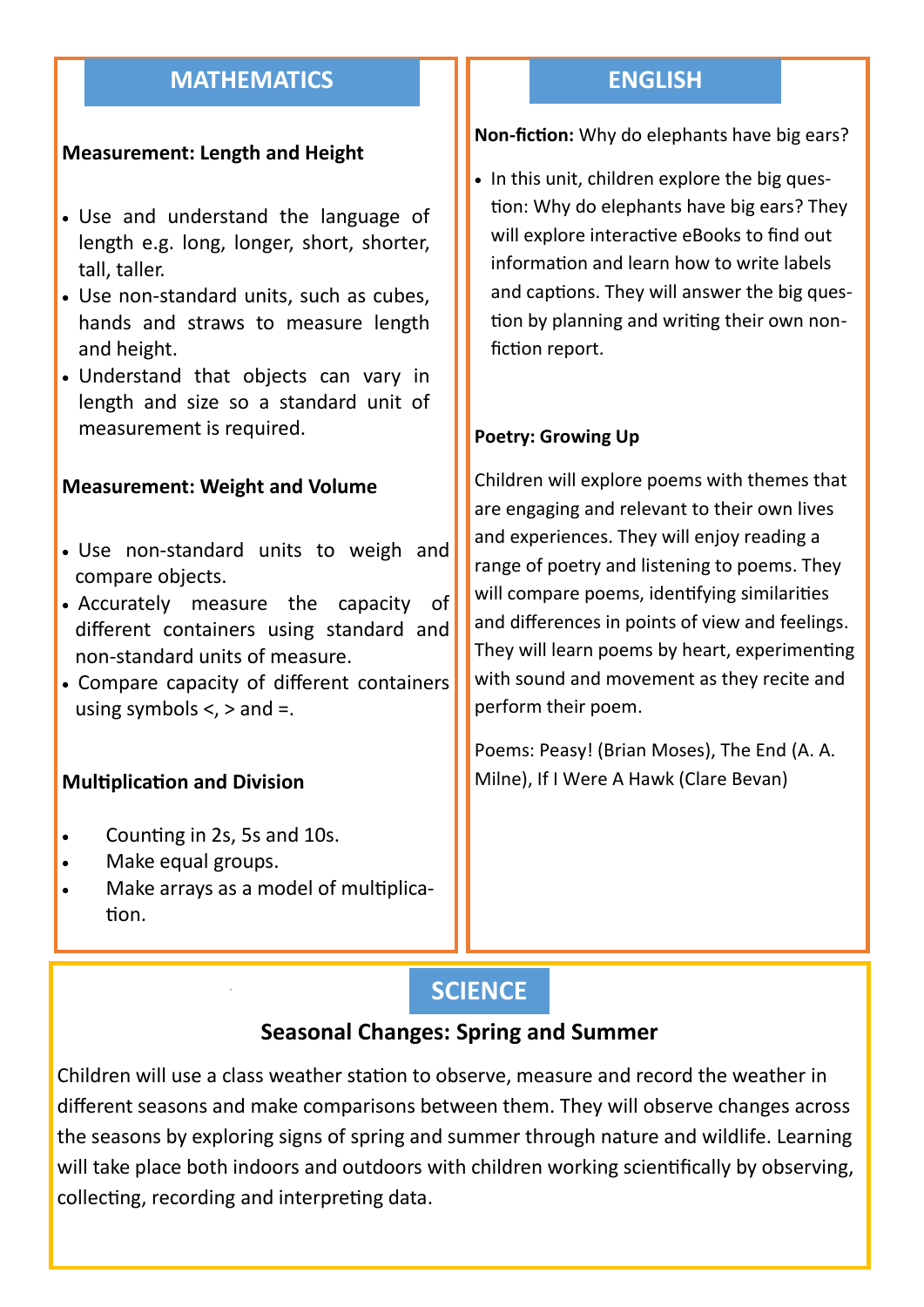## MATHEMATICS

**Measurement: Length and Height**

- Use and understand the language of length e.g. long, longer, short, shorter, tall, taller.
- Use non-standard units, such as cubes, hands and straws to measure length and height.
- Understand that objects can vary in length and size so a standard unit of measurement is required.

**Measurement: Weight and Volume**

- Use non-standard units to weigh and compare objects.
- Accurately measure the capacity of different containers using standard and non-standard units of measure.
- Compare capacity of different containers using symbols <, > and =.

**Multiplication and Division**

- Counting in 2s, 5s and 10s.
- Make equal groups.
- Make arrays as a model of multiplication.

## ENGLISH

**Non-fiction:** Why do elephants have big ears?

- In this unit, children explore the big question: Why do elephants have big ears? They will explore interactive eBooks to find out information and learn how to write labels and captions. They will answer the big question by planning and writing their own non-fiction report.

**Poetry: Growing Up**

Children will explore poems with themes that are engaging and relevant to their own lives and experiences. They will enjoy reading a range of poetry and listening to poems. They will compare poems, identifying similarities and differences in points of view and feelings. They will learn poems by heart, experimenting with sound and movement as they recite and perform their poem.

Poems: Peasy! (Brian Moses), The End (A. A. Milne), If I Were A Hawk (Clare Bevan)

## SCIENCE

### Seasonal Changes: Spring and Summer

Children will use a class weather station to observe, measure and record the weather in different seasons and make comparisons between them. They will observe changes across the seasons by exploring signs of spring and summer through nature and wildlife. Learning will take place both indoors and outdoors with children working scientifically by observing, collecting, recording and interpreting data.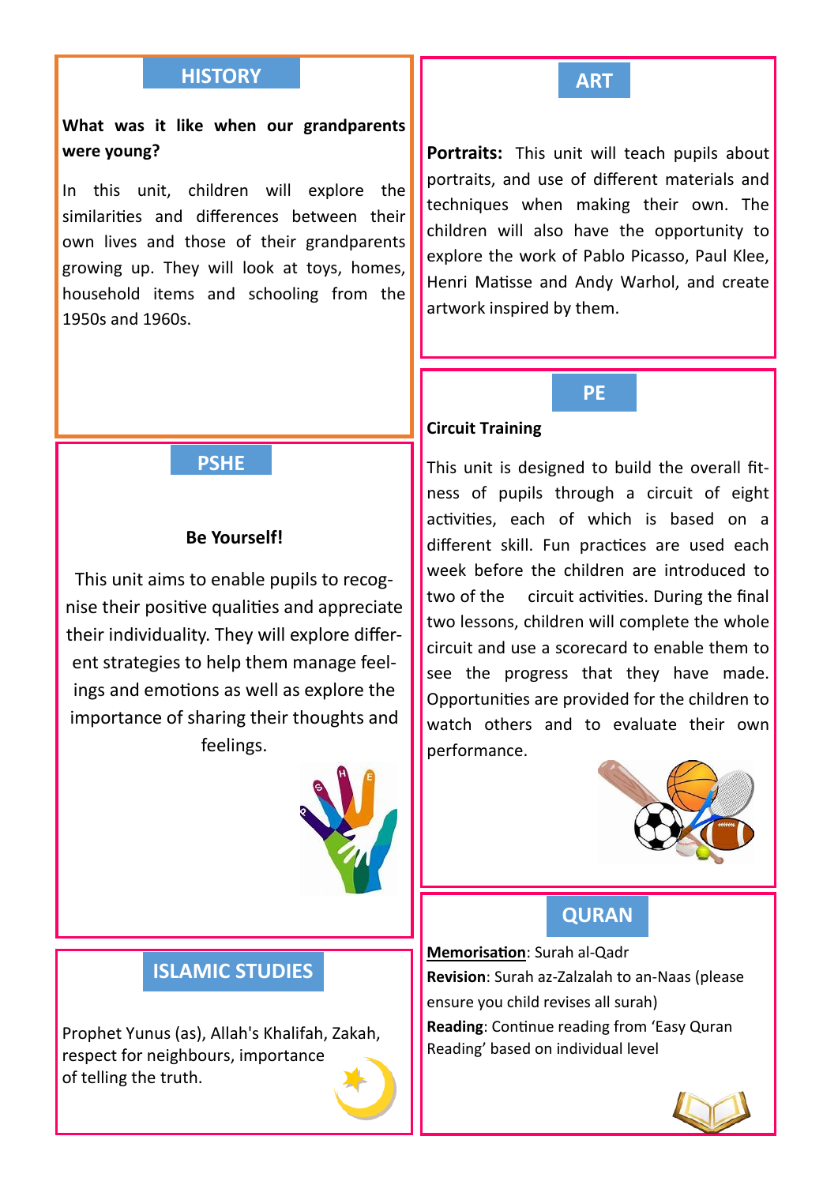## HISTORY

**What was it like when our grandparents were young?**

In this unit, children will explore the similarities and differences between their own lives and those of their grandparents growing up. They will look at toys, homes, household items and schooling from the 1950s and 1960s.

## PSHE

**Be Yourself!**

This unit aims to enable pupils to recognise their positive qualities and appreciate their individuality. They will explore different strategies to help them manage feelings and emotions as well as explore the importance of sharing their thoughts and feelings.

## ISLAMIC STUDIES

Prophet Yunus (as), Allah's Khalifah, Zakah, respect for neighbours, importance of telling the truth.

## ART

**Portraits:** This unit will teach pupils about portraits, and use of different materials and techniques when making their own. The children will also have the opportunity to explore the work of Pablo Picasso, Paul Klee, Henri Matisse and Andy Warhol, and create artwork inspired by them.

## PE

**Circuit Training**

This unit is designed to build the overall fitness of pupils through a circuit of eight activities, each of which is based on a different skill. Fun practices are used each week before the children are introduced to two of the circuit activities. During the final two lessons, children will complete the whole circuit and use a scorecard to enable them to see the progress that they have made. Opportunities are provided for the children to watch others and to evaluate their own performance.

## QURAN

**Memorisation**: Surah al-Qadr
**Revision**: Surah az-Zalzalah to an-Naas (please ensure you child revises all surah)
**Reading**: Continue reading from 'Easy Quran Reading' based on individual level